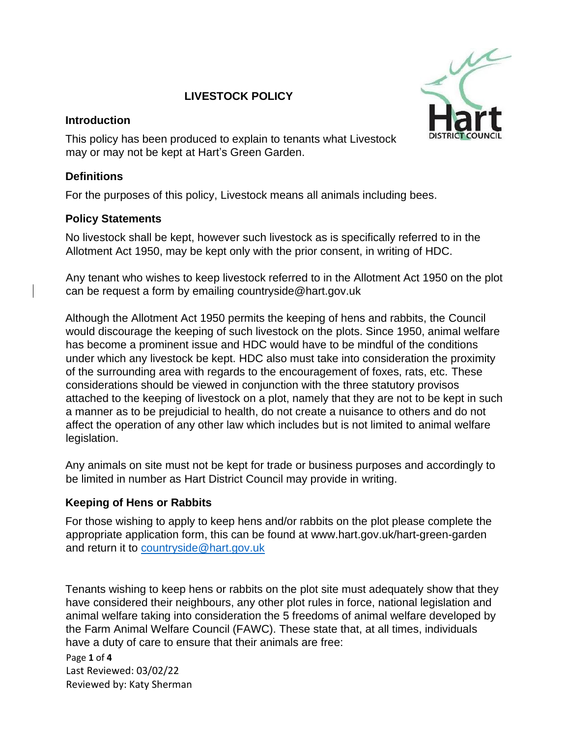# LIVESTOCK POLICY

## Introduction

This policy has been produced to explain to tenants what Livestock may or may not be kept at Hart's Green Garden.

## Definitions

For the purposes of this policy, Livestock means all animals including bees.

## Policy Statements

No livestock shall be kept, however such livestock as is specifically referred to in the Allotment Act 1950, may be kept only with the prior consent, in writing of HDC.

Any tenant who wishes to keep livestock referred to in the Allotment Act 1950 on the plot can be request a form by emailing countryside@hart.gov.uk

Although the Allotment Act 1950 permits the keeping of hens and rabbits, the Council would discourage the keeping of such livestock on the plots. Since 1950, animal welfare has become a prominent issue and HDC would have to be mindful of the conditions under which any livestock be kept. HDC also must take into consideration the proximity of the surrounding area with regards to the encouragement of foxes, rats, etc. These considerations should be viewed in conjunction with the three statutory provisos attached to the keeping of livestock on a plot, namely that they are not to be kept in such a manner as to be prejudicial to health, do not create a nuisance to others and do not affect the operation of any other law which includes but is not limited to animal welfare legislation.

Any animals on site must not be kept for trade or business purposes and accordingly to be limited in number as Hart District Council may provide in writing.

## Keeping of Hens or Rabbits

For those wishing to apply to keep hens and/or rabbits on the plot please complete the appropriate application form, this can be found at www.hart.gov.uk/hart-green-garden and return it to countryside@hart.gov.uk

Tenants wishing to keep hens or rabbits on the plot site must adequately show that they have considered their neighbours, any other plot rules in force, national legislation and animal welfare taking into consideration the 5 freedoms of animal welfare developed by the Farm Animal Welfare Council (FAWC). These state that, at all times, individuals have a duty of care to ensure that their animals are free:

Last Reviewed: 03/02/22
Reviewed by: Katy Sherman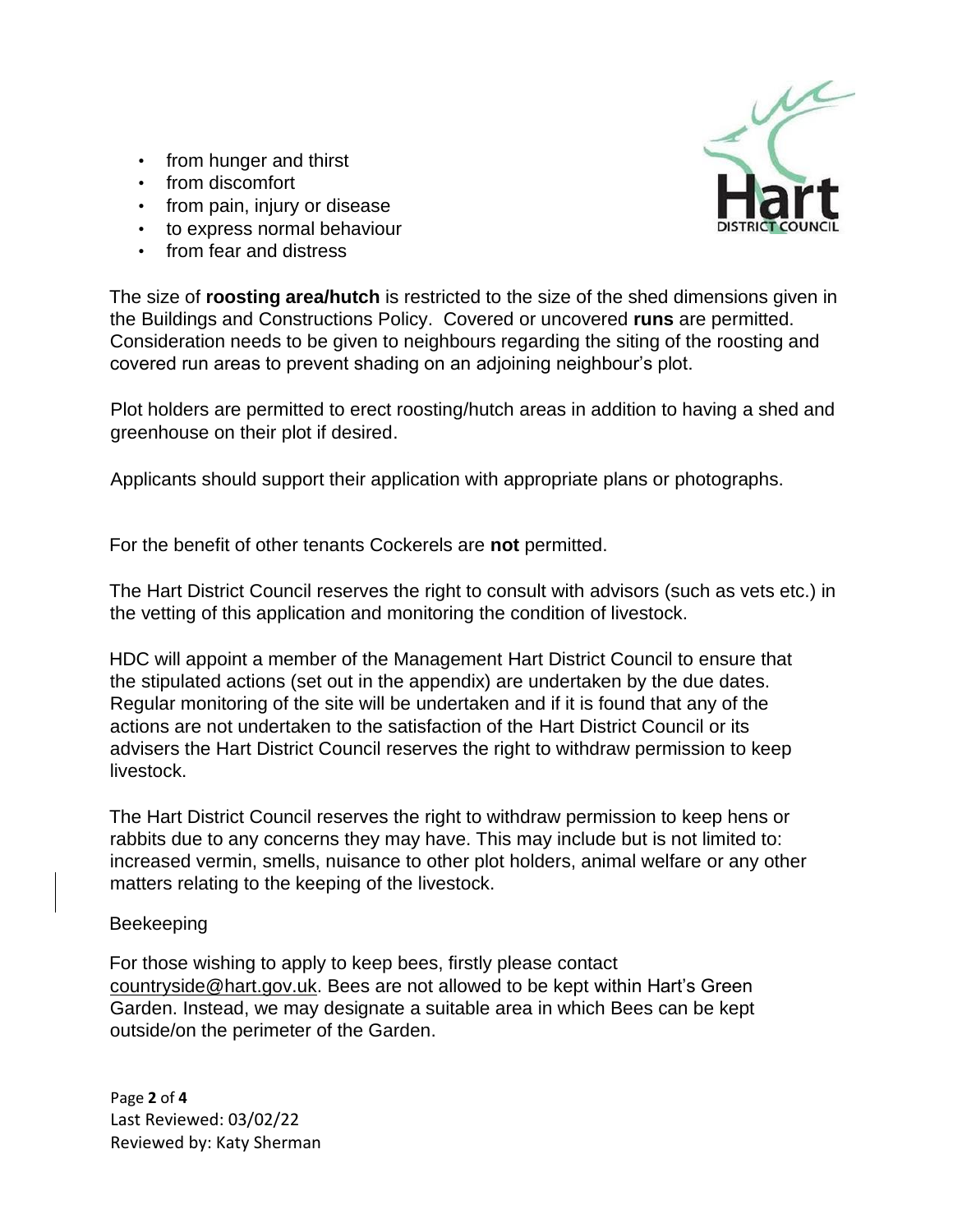- from hunger and thirst
- from discomfort
- from pain, injury or disease
- to express normal behaviour
- from fear and distress

The size of **roosting area/hutch** is restricted to the size of the shed dimensions given in the Buildings and Constructions Policy. Covered or uncovered **runs** are permitted. Consideration needs to be given to neighbours regarding the siting of the roosting and covered run areas to prevent shading on an adjoining neighbour's plot.

Plot holders are permitted to erect roosting/hutch areas in addition to having a shed and greenhouse on their plot if desired.

Applicants should support their application with appropriate plans or photographs.

For the benefit of other tenants Cockerels are **not** permitted.

The Hart District Council reserves the right to consult with advisors (such as vets etc.) in the vetting of this application and monitoring the condition of livestock.

HDC will appoint a member of the Management Hart District Council to ensure that the stipulated actions (set out in the appendix) are undertaken by the due dates. Regular monitoring of the site will be undertaken and if it is found that any of the actions are not undertaken to the satisfaction of the Hart District Council or its advisers the Hart District Council reserves the right to withdraw permission to keep livestock.

The Hart District Council reserves the right to withdraw permission to keep hens or rabbits due to any concerns they may have. This may include but is not limited to: increased vermin, smells, nuisance to other plot holders, animal welfare or any other matters relating to the keeping of the livestock.

Beekeeping

For those wishing to apply to keep bees, firstly please contact countryside@hart.gov.uk. Bees are not allowed to be kept within Hart's Green Garden. Instead, we may designate a suitable area in which Bees can be kept outside/on the perimeter of the Garden.

Last Reviewed: 03/02/22
Reviewed by: Katy Sherman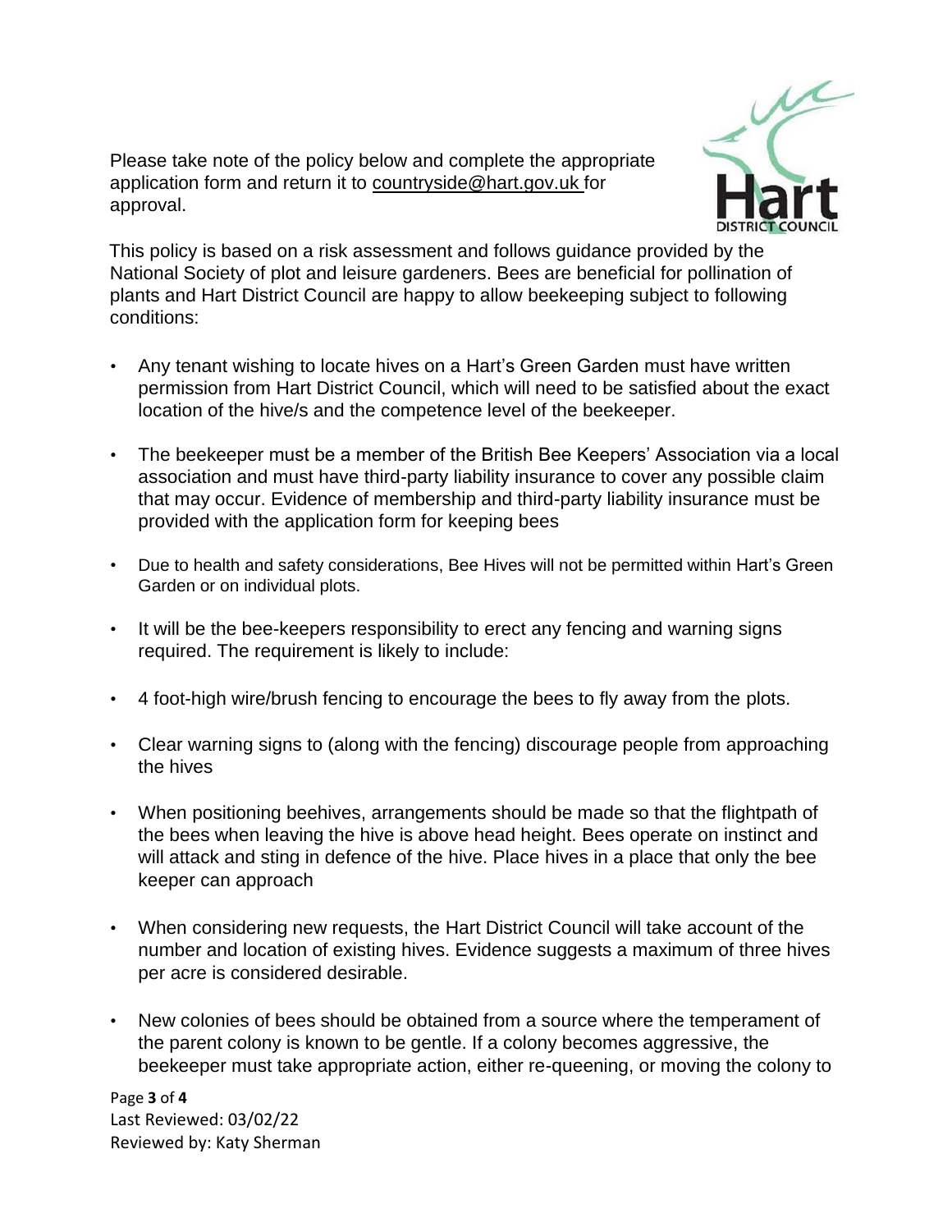Please take note of the policy below and complete the appropriate application form and return it to countryside@hart.gov.uk for approval.

This policy is based on a risk assessment and follows guidance provided by the National Society of plot and leisure gardeners. Bees are beneficial for pollination of plants and Hart District Council are happy to allow beekeeping subject to following conditions:

- Any tenant wishing to locate hives on a Hart's Green Garden must have written permission from Hart District Council, which will need to be satisfied about the exact location of the hive/s and the competence level of the beekeeper.
- The beekeeper must be a member of the British Bee Keepers' Association via a local association and must have third-party liability insurance to cover any possible claim that may occur. Evidence of membership and third-party liability insurance must be provided with the application form for keeping bees
- Due to health and safety considerations, Bee Hives will not be permitted within Hart's Green Garden or on individual plots.
- It will be the bee-keepers responsibility to erect any fencing and warning signs required. The requirement is likely to include:
- 4 foot-high wire/brush fencing to encourage the bees to fly away from the plots.
- Clear warning signs to (along with the fencing) discourage people from approaching the hives
- When positioning beehives, arrangements should be made so that the flightpath of the bees when leaving the hive is above head height. Bees operate on instinct and will attack and sting in defence of the hive. Place hives in a place that only the bee keeper can approach
- When considering new requests, the Hart District Council will take account of the number and location of existing hives. Evidence suggests a maximum of three hives per acre is considered desirable.
- New colonies of bees should be obtained from a source where the temperament of the parent colony is known to be gentle. If a colony becomes aggressive, the beekeeper must take appropriate action, either re-queening, or moving the colony to

Last Reviewed: 03/02/22
Reviewed by: Katy Sherman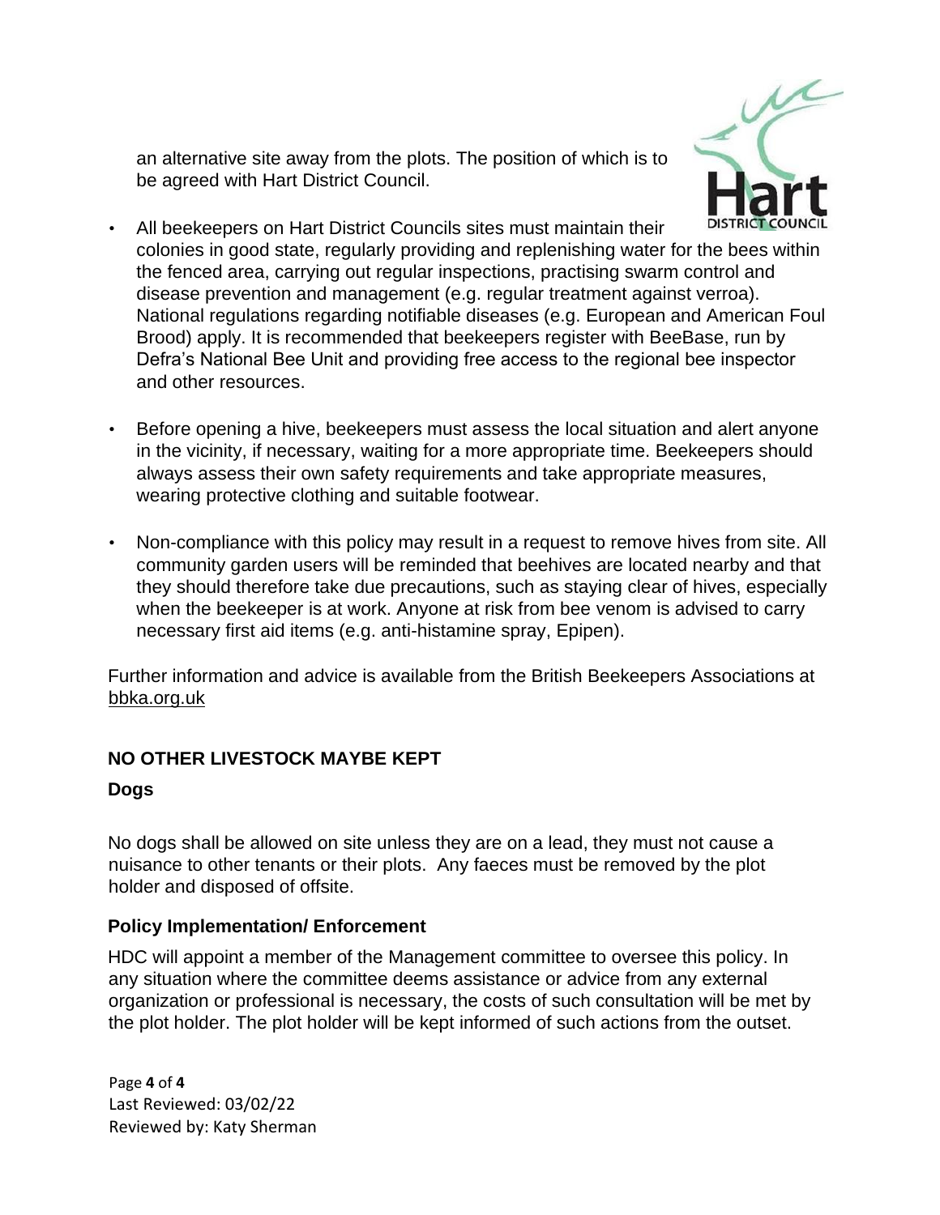an alternative site away from the plots. The position of which is to be agreed with Hart District Council.

- All beekeepers on Hart District Councils sites must maintain their colonies in good state, regularly providing and replenishing water for the bees within the fenced area, carrying out regular inspections, practising swarm control and disease prevention and management (e.g. regular treatment against verroa). National regulations regarding notifiable diseases (e.g. European and American Foul Brood) apply. It is recommended that beekeepers register with BeeBase, run by Defra's National Bee Unit and providing free access to the regional bee inspector and other resources.

- Before opening a hive, beekeepers must assess the local situation and alert anyone in the vicinity, if necessary, waiting for a more appropriate time. Beekeepers should always assess their own safety requirements and take appropriate measures, wearing protective clothing and suitable footwear.

- Non-compliance with this policy may result in a request to remove hives from site. All community garden users will be reminded that beehives are located nearby and that they should therefore take due precautions, such as staying clear of hives, especially when the beekeeper is at work. Anyone at risk from bee venom is advised to carry necessary first aid items (e.g. anti-histamine spray, Epipen).

Further information and advice is available from the British Beekeepers Associations at bbka.org.uk

## NO OTHER LIVESTOCK MAYBE KEPT

### Dogs

No dogs shall be allowed on site unless they are on a lead, they must not cause a nuisance to other tenants or their plots. Any faeces must be removed by the plot holder and disposed of offsite.

### Policy Implementation/ Enforcement

HDC will appoint a member of the Management committee to oversee this policy. In any situation where the committee deems assistance or advice from any external organization or professional is necessary, the costs of such consultation will be met by the plot holder. The plot holder will be kept informed of such actions from the outset.

Last Reviewed: 03/02/22
Reviewed by: Katy Sherman